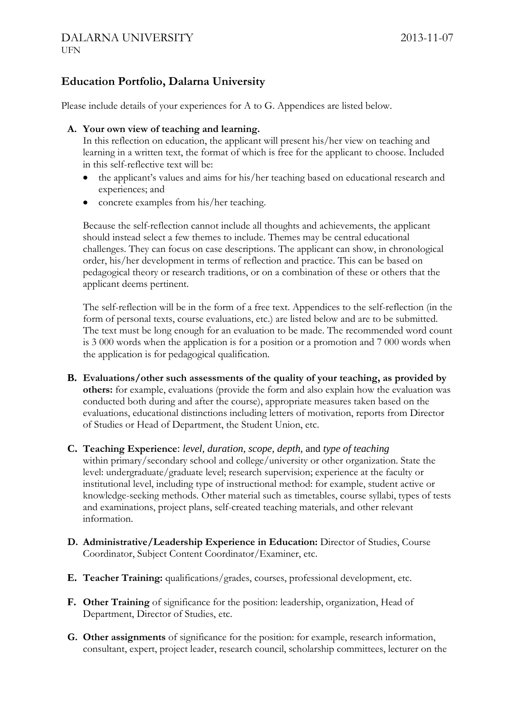DALARNA UNIVERSITY 2013-11-07
UFN

## Education Portfolio, Dalarna University

Please include details of your experiences for A to G. Appendices are listed below.

**A. Your own view of teaching and learning.**
In this reflection on education, the applicant will present his/her view on teaching and learning in a written text, the format of which is free for the applicant to choose. Included in this self-reflective text will be:

- the applicant's values and aims for his/her teaching based on educational research and experiences; and
- concrete examples from his/her teaching.

Because the self-reflection cannot include all thoughts and achievements, the applicant should instead select a few themes to include. Themes may be central educational challenges. They can focus on case descriptions. The applicant can show, in chronological order, his/her development in terms of reflection and practice. This can be based on pedagogical theory or research traditions, or on a combination of these or others that the applicant deems pertinent.

The self-reflection will be in the form of a free text. Appendices to the self-reflection (in the form of personal texts, course evaluations, etc.) are listed below and are to be submitted. The text must be long enough for an evaluation to be made. The recommended word count is 3 000 words when the application is for a position or a promotion and 7 000 words when the application is for pedagogical qualification.

**B. Evaluations/other such assessments of the quality of your teaching, as provided by others:** for example, evaluations (provide the form and also explain how the evaluation was conducted both during and after the course), appropriate measures taken based on the evaluations, educational distinctions including letters of motivation, reports from Director of Studies or Head of Department, the Student Union, etc.

**C. Teaching Experience**: *level, duration, scope, depth,* and *type of teaching*
within primary/secondary school and college/university or other organization. State the level: undergraduate/graduate level; research supervision; experience at the faculty or institutional level, including type of instructional method: for example, student active or knowledge-seeking methods. Other material such as timetables, course syllabi, types of tests and examinations, project plans, self-created teaching materials, and other relevant information.

**D. Administrative/Leadership Experience in Education:** Director of Studies, Course Coordinator, Subject Content Coordinator/Examiner, etc.

**E. Teacher Training:** qualifications/grades, courses, professional development, etc.

**F. Other Training** of significance for the position: leadership, organization, Head of Department, Director of Studies, etc.

**G. Other assignments** of significance for the position: for example, research information, consultant, expert, project leader, research council, scholarship committees, lecturer on the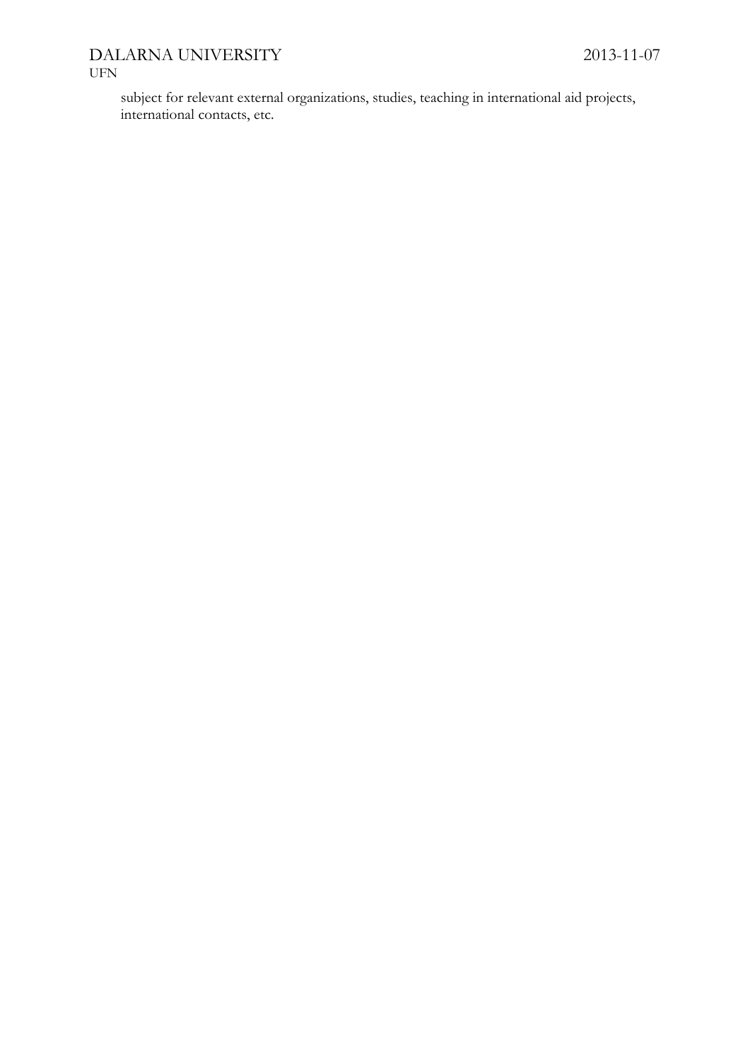subject for relevant external organizations, studies, teaching in international aid projects, international contacts, etc.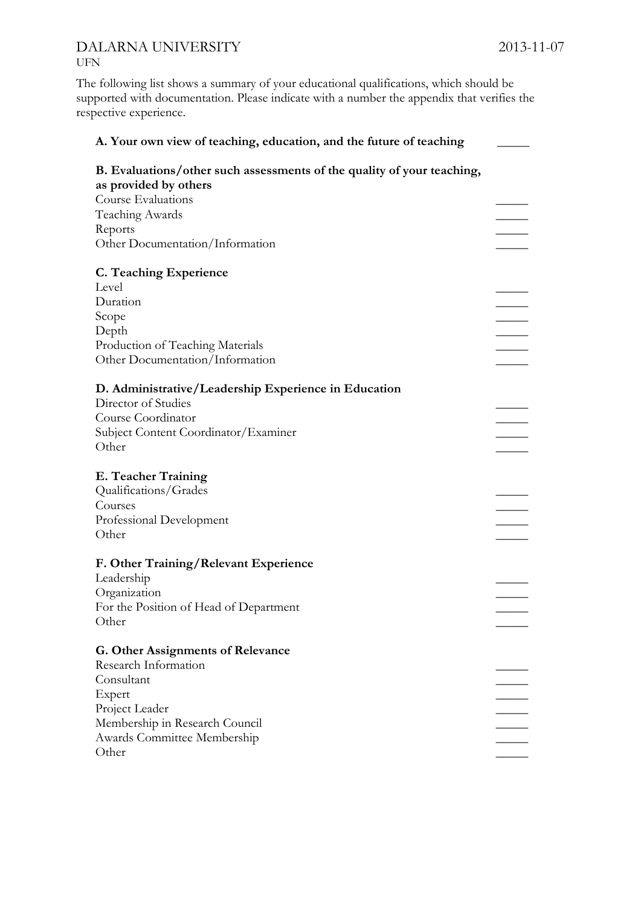DALARNA UNIVERSITY 2013-11-07

UFN

The following list shows a summary of your educational qualifications, which should be supported with documentation. Please indicate with a number the appendix that verifies the respective experience.

**A. Your own view of teaching, education, and the future of teaching** _____

**B. Evaluations/other such assessments of the quality of your teaching, as provided by others**

| | |
|---|---|
| Course Evaluations | _____ |
| Teaching Awards | _____ |
| Reports | _____ |
| Other Documentation/Information | _____ |

**C. Teaching Experience**

| | |
|---|---|
| Level | _____ |
| Duration | _____ |
| Scope | _____ |
| Depth | _____ |
| Production of Teaching Materials | _____ |
| Other Documentation/Information | _____ |

**D. Administrative/Leadership Experience in Education**

| | |
|---|---|
| Director of Studies | _____ |
| Course Coordinator | _____ |
| Subject Content Coordinator/Examiner | _____ |
| Other | _____ |

**E. Teacher Training**

| | |
|---|---|
| Qualifications/Grades | _____ |
| Courses | _____ |
| Professional Development | _____ |
| Other | _____ |

**F. Other Training/Relevant Experience**

| | |
|---|---|
| Leadership | _____ |
| Organization | _____ |
| For the Position of Head of Department | _____ |
| Other | _____ |

**G. Other Assignments of Relevance**

| | |
|---|---|
| Research Information | _____ |
| Consultant | _____ |
| Expert | _____ |
| Project Leader | _____ |
| Membership in Research Council | _____ |
| Awards Committee Membership | _____ |
| Other | _____ |